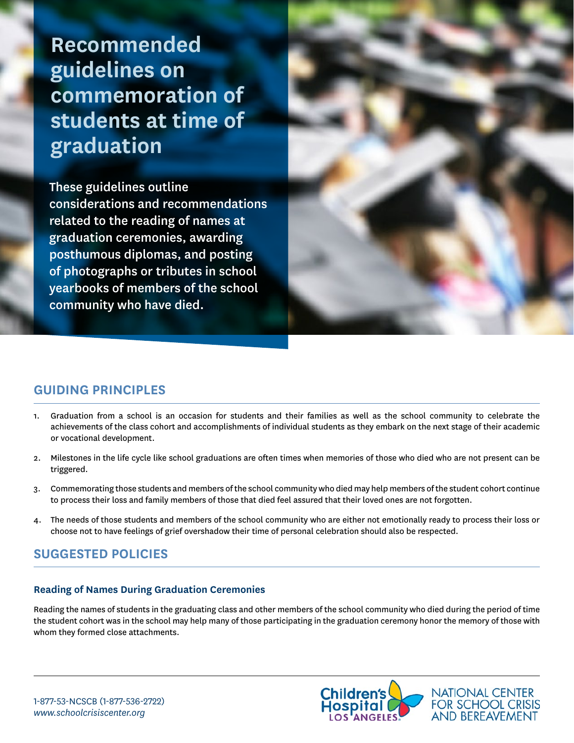# Recommended guidelines on commemoration of students at time of graduation

These guidelines outline considerations and recommendations related to the reading of names at graduation ceremonies, awarding posthumous diplomas, and posting of photographs or tributes in school yearbooks of members of the school community who have died.

## GUIDING PRINCIPLES

1. Graduation from a school is an occasion for students and their families as well as the school community to celebrate the achievements of the class cohort and accomplishments of individual students as they embark on the next stage of their academic or vocational development.
2. Milestones in the life cycle like school graduations are often times when memories of those who died who are not present can be triggered.
3. Commemorating those students and members of the school community who died may help members of the student cohort continue to process their loss and family members of those that died feel assured that their loved ones are not forgotten.
4. The needs of those students and members of the school community who are either not emotionally ready to process their loss or choose not to have feelings of grief overshadow their time of personal celebration should also be respected.

## SUGGESTED POLICIES

### Reading of Names During Graduation Ceremonies

Reading the names of students in the graduating class and other members of the school community who died during the period of time the student cohort was in the school may help many of those participating in the graduation ceremony honor the memory of those with whom they formed close attachments.

1-877-53-NCSCB (1-877-536-2722)
*www.schoolcrisiscenter.org*

Children's Hospital Los Angeles — National Center for School Crisis and Bereavement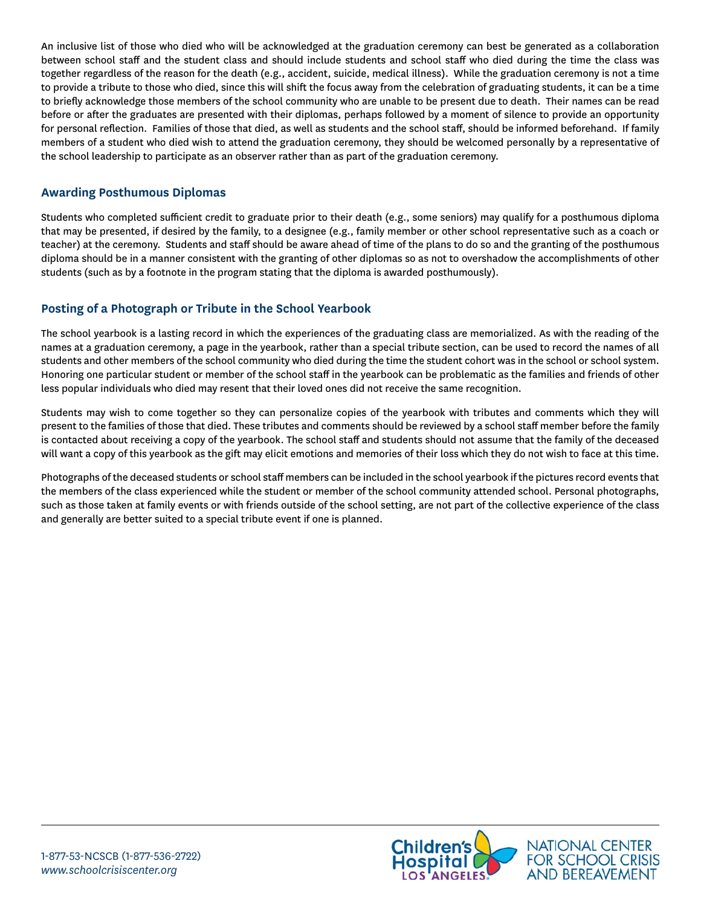An inclusive list of those who died who will be acknowledged at the graduation ceremony can best be generated as a collaboration between school staff and the student class and should include students and school staff who died during the time the class was together regardless of the reason for the death (e.g., accident, suicide, medical illness). While the graduation ceremony is not a time to provide a tribute to those who died, since this will shift the focus away from the celebration of graduating students, it can be a time to briefly acknowledge those members of the school community who are unable to be present due to death. Their names can be read before or after the graduates are presented with their diplomas, perhaps followed by a moment of silence to provide an opportunity for personal reflection. Families of those that died, as well as students and the school staff, should be informed beforehand. If family members of a student who died wish to attend the graduation ceremony, they should be welcomed personally by a representative of the school leadership to participate as an observer rather than as part of the graduation ceremony.

## Awarding Posthumous Diplomas

Students who completed sufficient credit to graduate prior to their death (e.g., some seniors) may qualify for a posthumous diploma that may be presented, if desired by the family, to a designee (e.g., family member or other school representative such as a coach or teacher) at the ceremony. Students and staff should be aware ahead of time of the plans to do so and the granting of the posthumous diploma should be in a manner consistent with the granting of other diplomas so as not to overshadow the accomplishments of other students (such as by a footnote in the program stating that the diploma is awarded posthumously).

## Posting of a Photograph or Tribute in the School Yearbook

The school yearbook is a lasting record in which the experiences of the graduating class are memorialized. As with the reading of the names at a graduation ceremony, a page in the yearbook, rather than a special tribute section, can be used to record the names of all students and other members of the school community who died during the time the student cohort was in the school or school system. Honoring one particular student or member of the school staff in the yearbook can be problematic as the families and friends of other less popular individuals who died may resent that their loved ones did not receive the same recognition.

Students may wish to come together so they can personalize copies of the yearbook with tributes and comments which they will present to the families of those that died. These tributes and comments should be reviewed by a school staff member before the family is contacted about receiving a copy of the yearbook. The school staff and students should not assume that the family of the deceased will want a copy of this yearbook as the gift may elicit emotions and memories of their loss which they do not wish to face at this time.

Photographs of the deceased students or school staff members can be included in the school yearbook if the pictures record events that the members of the class experienced while the student or member of the school community attended school. Personal photographs, such as those taken at family events or with friends outside of the school setting, are not part of the collective experience of the class and generally are better suited to a special tribute event if one is planned.